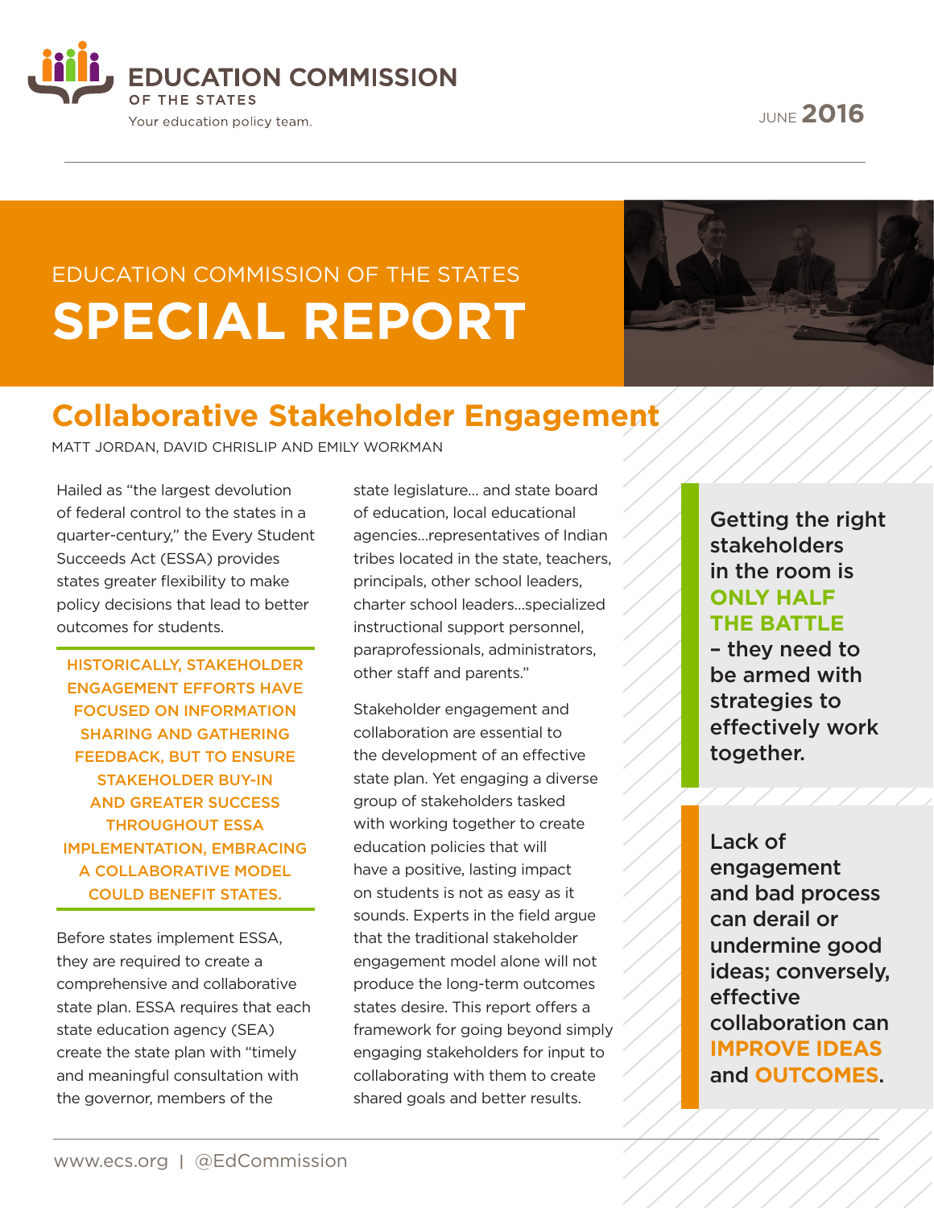EDUCATION COMMISSION OF THE STATES

Your education policy team.

JUNE 2016

EDUCATION COMMISSION OF THE STATES

# SPECIAL REPORT

## Collaborative Stakeholder Engagement

MATT JORDAN, DAVID CHRISLIP AND EMILY WORKMAN

Hailed as "the largest devolution of federal control to the states in a quarter-century," the Every Student Succeeds Act (ESSA) provides states greater flexibility to make policy decisions that lead to better outcomes for students.

**HISTORICALLY, STAKEHOLDER ENGAGEMENT EFFORTS HAVE FOCUSED ON INFORMATION SHARING AND GATHERING FEEDBACK, BUT TO ENSURE STAKEHOLDER BUY-IN AND GREATER SUCCESS THROUGHOUT ESSA IMPLEMENTATION, EMBRACING A COLLABORATIVE MODEL COULD BENEFIT STATES.**

Before states implement ESSA, they are required to create a comprehensive and collaborative state plan. ESSA requires that each state education agency (SEA) create the state plan with "timely and meaningful consultation with the governor, members of the state legislature... and state board of education, local educational agencies...representatives of Indian tribes located in the state, teachers, principals, other school leaders, charter school leaders...specialized instructional support personnel, paraprofessionals, administrators, other staff and parents."

Stakeholder engagement and collaboration are essential to the development of an effective state plan. Yet engaging a diverse group of stakeholders tasked with working together to create education policies that will have a positive, lasting impact on students is not as easy as it sounds. Experts in the field argue that the traditional stakeholder engagement model alone will not produce the long-term outcomes states desire. This report offers a framework for going beyond simply engaging stakeholders for input to collaborating with them to create shared goals and better results.

> Getting the right stakeholders in the room is **ONLY HALF THE BATTLE** – they need to be armed with strategies to effectively work together.

> Lack of engagement and bad process can derail or undermine good ideas; conversely, effective collaboration can **IMPROVE IDEAS** and **OUTCOMES**.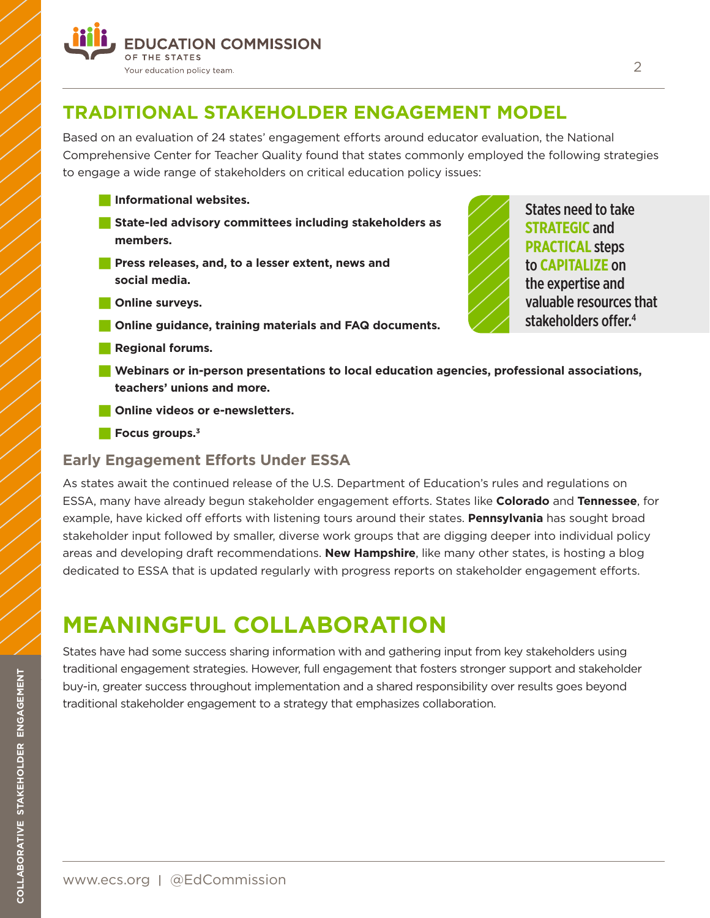## TRADITIONAL STAKEHOLDER ENGAGEMENT MODEL

Based on an evaluation of 24 states' engagement efforts around educator evaluation, the National Comprehensive Center for Teacher Quality found that states commonly employed the following strategies to engage a wide range of stakeholders on critical education policy issues:

- **Informational websites.**
- **State-led advisory committees including stakeholders as members.**
- **Press releases, and, to a lesser extent, news and social media.**
- **Online surveys.**
- **Online guidance, training materials and FAQ documents.**
- **Regional forums.**
- **Webinars or in-person presentations to local education agencies, professional associations, teachers' unions and more.**
- **Online videos or e-newsletters.**
- **Focus groups.**[3]

> States need to take **STRATEGIC** and **PRACTICAL** steps to **CAPITALIZE** on the expertise and valuable resources that stakeholders offer.[4]

### Early Engagement Efforts Under ESSA

As states await the continued release of the U.S. Department of Education's rules and regulations on ESSA, many have already begun stakeholder engagement efforts. States like **Colorado** and **Tennessee**, for example, have kicked off efforts with listening tours around their states. **Pennsylvania** has sought broad stakeholder input followed by smaller, diverse work groups that are digging deeper into individual policy areas and developing draft recommendations. **New Hampshire**, like many other states, is hosting a blog dedicated to ESSA that is updated regularly with progress reports on stakeholder engagement efforts.

# MEANINGFUL COLLABORATION

States have had some success sharing information with and gathering input from key stakeholders using traditional engagement strategies. However, full engagement that fosters stronger support and stakeholder buy-in, greater success throughout implementation and a shared responsibility over results goes beyond traditional stakeholder engagement to a strategy that emphasizes collaboration.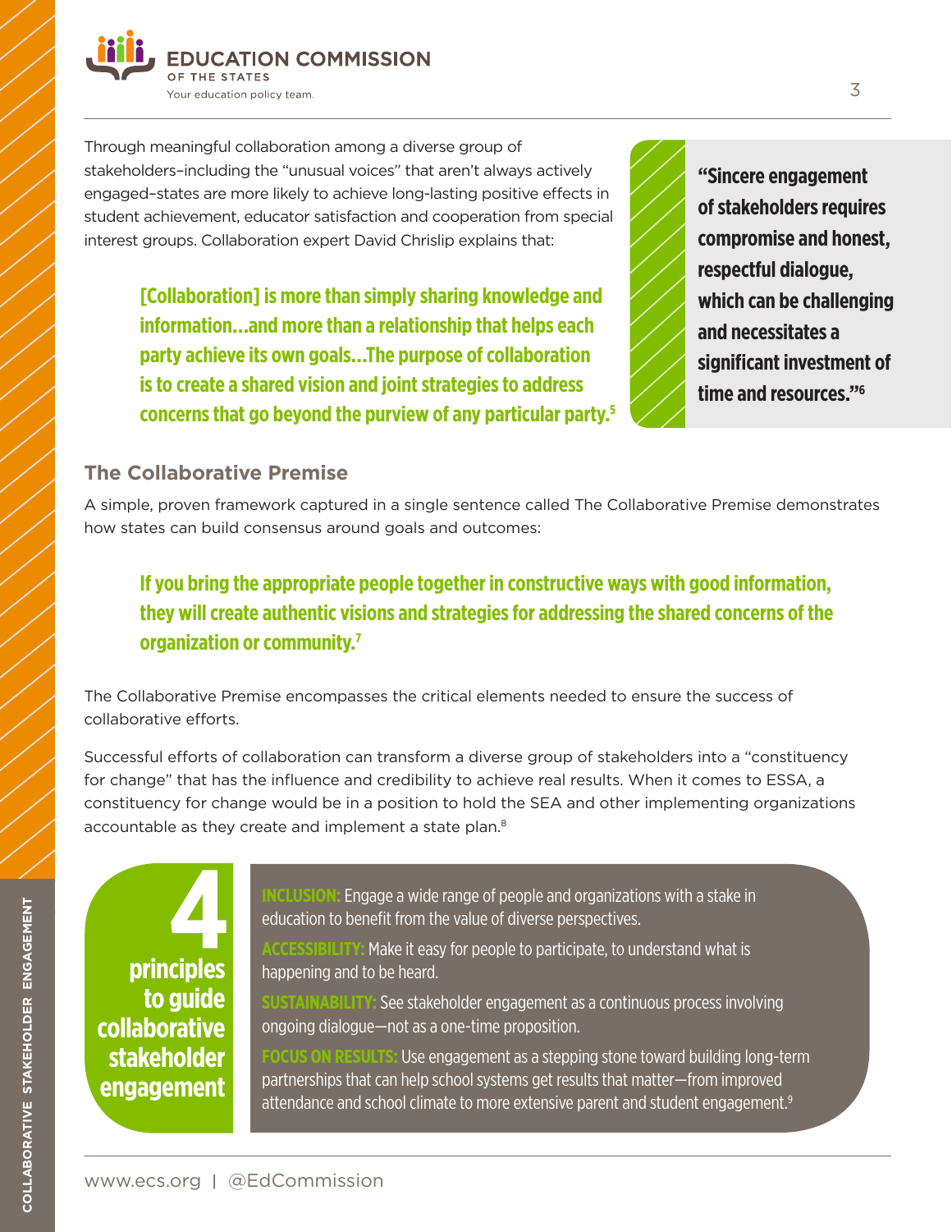Through meaningful collaboration among a diverse group of stakeholders–including the "unusual voices" that aren't always actively engaged–states are more likely to achieve long-lasting positive effects in student achievement, educator satisfaction and cooperation from special interest groups. Collaboration expert David Chrislip explains that:

> **[Collaboration] is more than simply sharing knowledge and information...and more than a relationship that helps each party achieve its own goals...The purpose of collaboration is to create a shared vision and joint strategies to address concerns that go beyond the purview of any particular party.[5]**

> **"Sincere engagement of stakeholders requires compromise and honest, respectful dialogue, which can be challenging and necessitates a significant investment of time and resources."[6]**

## The Collaborative Premise

A simple, proven framework captured in a single sentence called The Collaborative Premise demonstrates how states can build consensus around goals and outcomes:

> **If you bring the appropriate people together in constructive ways with good information, they will create authentic visions and strategies for addressing the shared concerns of the organization or community.[7]**

The Collaborative Premise encompasses the critical elements needed to ensure the success of collaborative efforts.

Successful efforts of collaboration can transform a diverse group of stakeholders into a "constituency for change" that has the influence and credibility to achieve real results. When it comes to ESSA, a constituency for change would be in a position to hold the SEA and other implementing organizations accountable as they create and implement a state plan.[8]

### 4 principles to guide collaborative stakeholder engagement

- **INCLUSION:** Engage a wide range of people and organizations with a stake in education to benefit from the value of diverse perspectives.
- **ACCESSIBILITY:** Make it easy for people to participate, to understand what is happening and to be heard.
- **SUSTAINABILITY:** See stakeholder engagement as a continuous process involving ongoing dialogue—not as a one-time proposition.
- **FOCUS ON RESULTS:** Use engagement as a stepping stone toward building long-term partnerships that can help school systems get results that matter—from improved attendance and school climate to more extensive parent and student engagement.[9]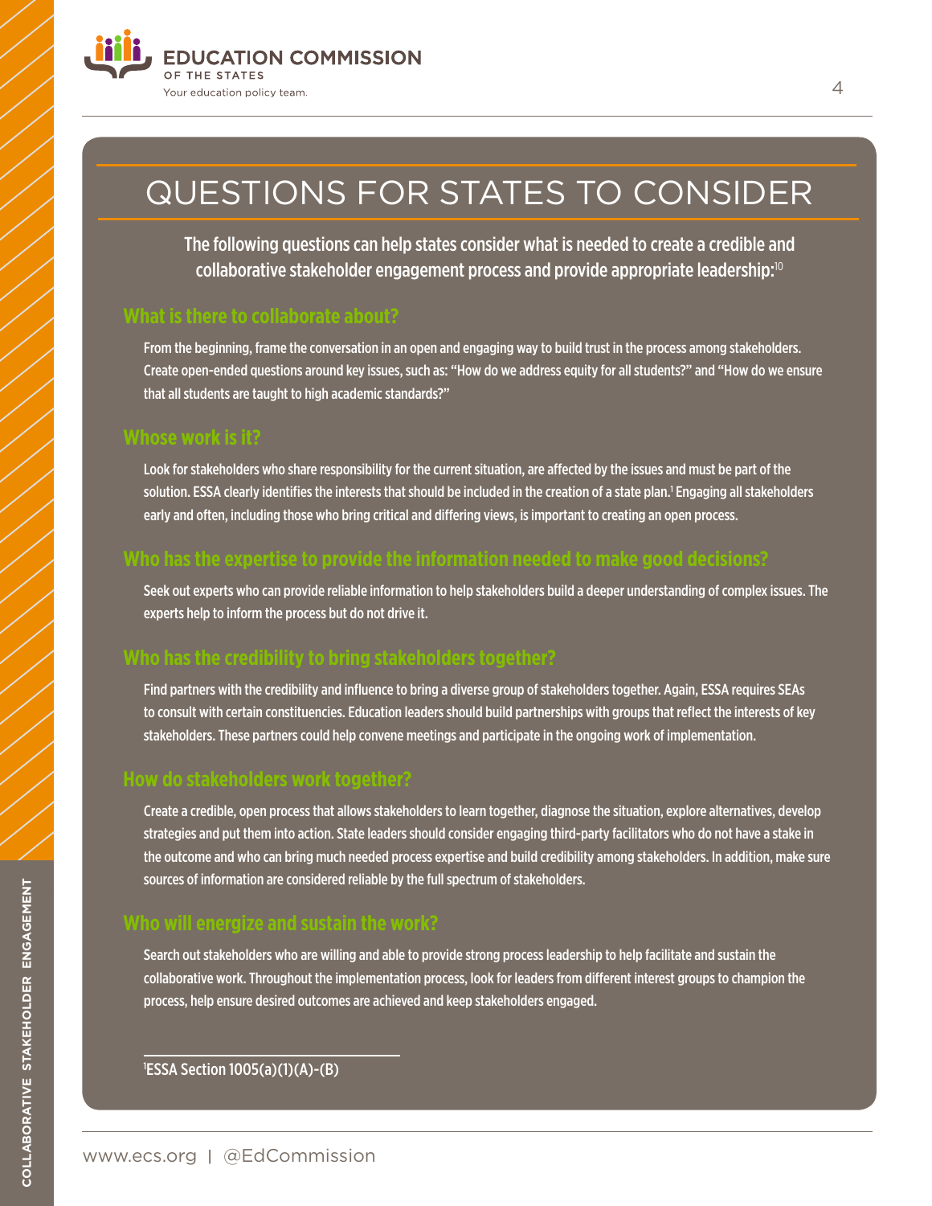# QUESTIONS FOR STATES TO CONSIDER

**The following questions can help states consider what is needed to create a credible and collaborative stakeholder engagement process and provide appropriate leadership:[10]**

## What is there to collaborate about?

From the beginning, frame the conversation in an open and engaging way to build trust in the process among stakeholders. Create open-ended questions around key issues, such as: "How do we address equity for all students?" and "How do we ensure that all students are taught to high academic standards?"

## Whose work is it?

Look for stakeholders who share responsibility for the current situation, are affected by the issues and must be part of the solution. ESSA clearly identifies the interests that should be included in the creation of a state plan.[1] Engaging all stakeholders early and often, including those who bring critical and differing views, is important to creating an open process.

## Who has the expertise to provide the information needed to make good decisions?

Seek out experts who can provide reliable information to help stakeholders build a deeper understanding of complex issues. The experts help to inform the process but do not drive it.

## Who has the credibility to bring stakeholders together?

Find partners with the credibility and influence to bring a diverse group of stakeholders together. Again, ESSA requires SEAs to consult with certain constituencies. Education leaders should build partnerships with groups that reflect the interests of key stakeholders. These partners could help convene meetings and participate in the ongoing work of implementation.

## How do stakeholders work together?

Create a credible, open process that allows stakeholders to learn together, diagnose the situation, explore alternatives, develop strategies and put them into action. State leaders should consider engaging third-party facilitators who do not have a stake in the outcome and who can bring much needed process expertise and build credibility among stakeholders. In addition, make sure sources of information are considered reliable by the full spectrum of stakeholders.

## Who will energize and sustain the work?

Search out stakeholders who are willing and able to provide strong process leadership to help facilitate and sustain the collaborative work. Throughout the implementation process, look for leaders from different interest groups to champion the process, help ensure desired outcomes are achieved and keep stakeholders engaged.

---

[1] ESSA Section 1005(a)(1)(A)-(B)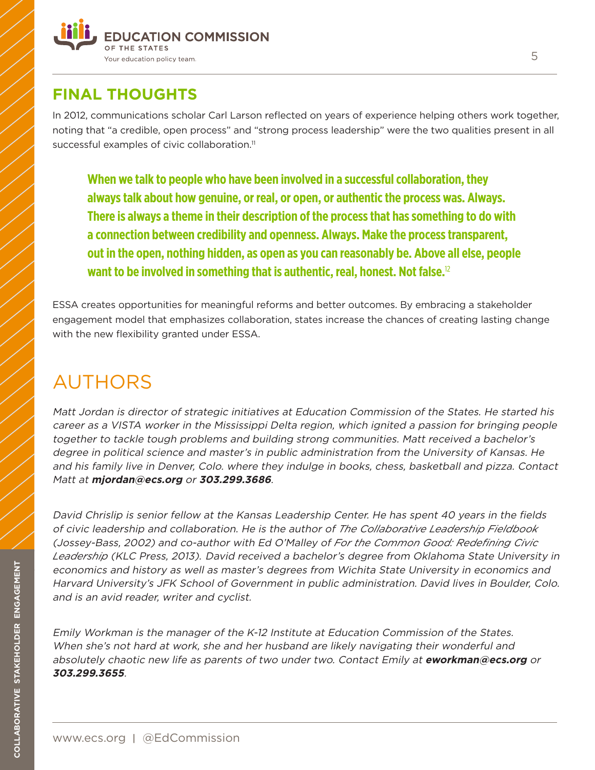## FINAL THOUGHTS

In 2012, communications scholar Carl Larson reflected on years of experience helping others work together, noting that "a credible, open process" and "strong process leadership" were the two qualities present in all successful examples of civic collaboration.[11]

> **When we talk to people who have been involved in a successful collaboration, they always talk about how genuine, or real, or open, or authentic the process was. Always. There is always a theme in their description of the process that has something to do with a connection between credibility and openness. Always. Make the process transparent, out in the open, nothing hidden, as open as you can reasonably be. Above all else, people want to be involved in something that is authentic, real, honest. Not false.**[12]

ESSA creates opportunities for meaningful reforms and better outcomes. By embracing a stakeholder engagement model that emphasizes collaboration, states increase the chances of creating lasting change with the new flexibility granted under ESSA.

# AUTHORS

*Matt Jordan is director of strategic initiatives at Education Commission of the States. He started his career as a VISTA worker in the Mississippi Delta region, which ignited a passion for bringing people together to tackle tough problems and building strong communities. Matt received a bachelor's degree in political science and master's in public administration from the University of Kansas. He and his family live in Denver, Colo. where they indulge in books, chess, basketball and pizza. Contact Matt at* ***mjordan@ecs.org*** *or* ***303.299.3686****.*

*David Chrislip is senior fellow at the Kansas Leadership Center. He has spent 40 years in the fields of civic leadership and collaboration. He is the author of* The Collaborative Leadership Fieldbook *(Jossey-Bass, 2002) and co-author with Ed O'Malley of* For the Common Good: Redefining Civic Leadership *(KLC Press, 2013). David received a bachelor's degree from Oklahoma State University in economics and history as well as master's degrees from Wichita State University in economics and Harvard University's JFK School of Government in public administration. David lives in Boulder, Colo. and is an avid reader, writer and cyclist.*

*Emily Workman is the manager of the K-12 Institute at Education Commission of the States. When she's not hard at work, she and her husband are likely navigating their wonderful and absolutely chaotic new life as parents of two under two. Contact Emily at* ***eworkman@ecs.org*** *or* ***303.299.3655****.*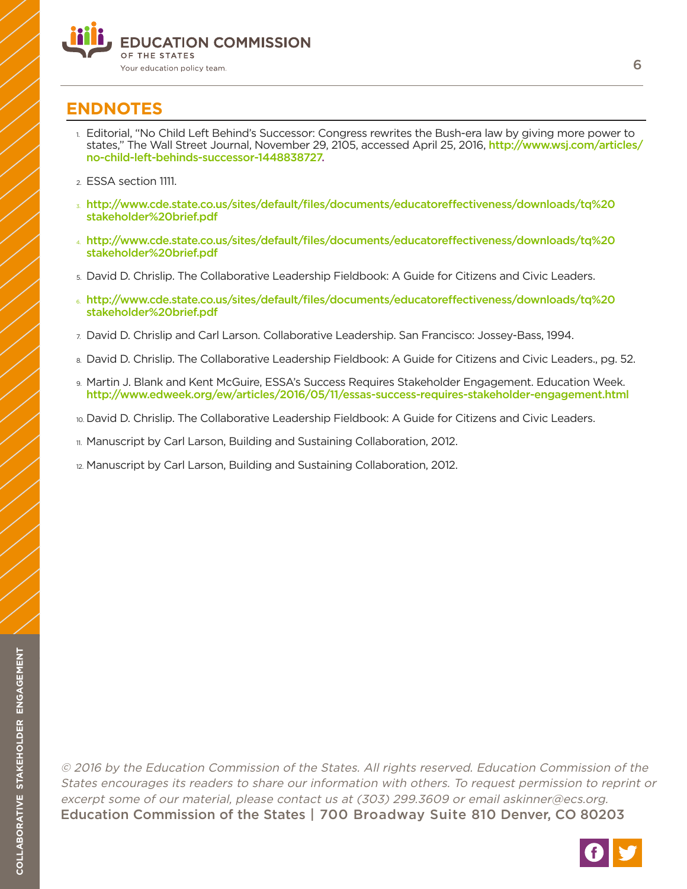## ENDNOTES

1. Editorial, "No Child Left Behind's Successor: Congress rewrites the Bush-era law by giving more power to states," The Wall Street Journal, November 29, 2105, accessed April 25, 2016, http://www.wsj.com/articles/no-child-left-behinds-successor-1448838727.
2. ESSA section 1111.
3. http://www.cde.state.co.us/sites/default/files/documents/educatoreffectiveness/downloads/tq%20stakeholder%20brief.pdf
4. http://www.cde.state.co.us/sites/default/files/documents/educatoreffectiveness/downloads/tq%20stakeholder%20brief.pdf
5. David D. Chrislip. The Collaborative Leadership Fieldbook: A Guide for Citizens and Civic Leaders.
6. http://www.cde.state.co.us/sites/default/files/documents/educatoreffectiveness/downloads/tq%20stakeholder%20brief.pdf
7. David D. Chrislip and Carl Larson. Collaborative Leadership. San Francisco: Jossey-Bass, 1994.
8. David D. Chrislip. The Collaborative Leadership Fieldbook: A Guide for Citizens and Civic Leaders., pg. 52.
9. Martin J. Blank and Kent McGuire, ESSA's Success Requires Stakeholder Engagement. Education Week. http://www.edweek.org/ew/articles/2016/05/11/essas-success-requires-stakeholder-engagement.html
10. David D. Chrislip. The Collaborative Leadership Fieldbook: A Guide for Citizens and Civic Leaders.
11. Manuscript by Carl Larson, Building and Sustaining Collaboration, 2012.
12. Manuscript by Carl Larson, Building and Sustaining Collaboration, 2012.

*© 2016 by the Education Commission of the States. All rights reserved. Education Commission of the States encourages its readers to share our information with others. To request permission to reprint or excerpt some of our material, please contact us at (303) 299.3609 or email askinner@ecs.org.*

Education Commission of the States | 700 Broadway Suite 810 Denver, CO 80203